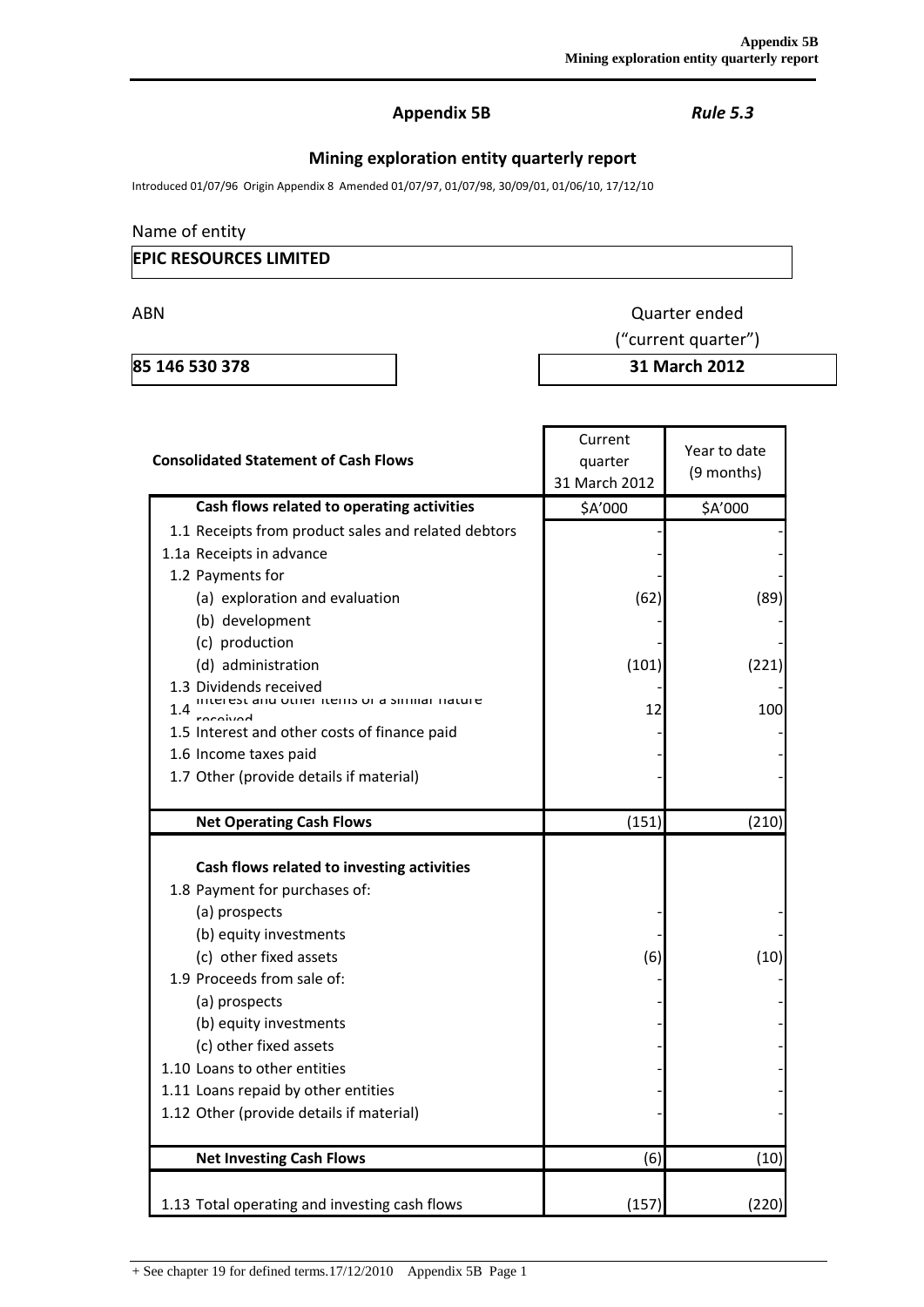## Appendix 5B

*Rule 5.3*

## Mining exploration entity quarterly report

Introduced 01/07/96 Origin Appendix 8 Amended 01/07/97, 01/07/98, 30/09/01, 01/06/10, 17/12/10

Name of entity

**EPIC RESOURCES LIMITED**

| ABN | Quarter ended ("current quarter") |
|---|---|
| **85 146 530 378** | **31 March 2012** |

| Consolidated Statement of Cash Flows | Current quarter 31 March 2012 | Year to date (9 months) |
|---|---|---|
| **Cash flows related to operating activities** | $A'000 | $A'000 |
| 1.1 Receipts from product sales and related debtors | - | - |
| 1.1a Receipts in advance | - | - |
| 1.2 Payments for | - | - |
| (a) exploration and evaluation | (62) | (89) |
| (b) development | - | - |
| (c) production | - | - |
| (d) administration | (101) | (221) |
| 1.3 Dividends received | - | - |
| 1.4 Interest and other items of a similar nature received | 12 | 100 |
| 1.5 Interest and other costs of finance paid | - | - |
| 1.6 Income taxes paid | - | - |
| 1.7 Other (provide details if material) | - | - |
| **Net Operating Cash Flows** | (151) | (210) |
| **Cash flows related to investing activities** | | |
| 1.8 Payment for purchases of: | | |
| (a) prospects | - | - |
| (b) equity investments | - | - |
| (c) other fixed assets | (6) | (10) |
| 1.9 Proceeds from sale of: | - | - |
| (a) prospects | - | - |
| (b) equity investments | - | - |
| (c) other fixed assets | - | - |
| 1.10 Loans to other entities | - | - |
| 1.11 Loans repaid by other entities | - | - |
| 1.12 Other (provide details if material) | - | - |
| **Net Investing Cash Flows** | (6) | (10) |
| 1.13 Total operating and investing cash flows | (157) | (220) |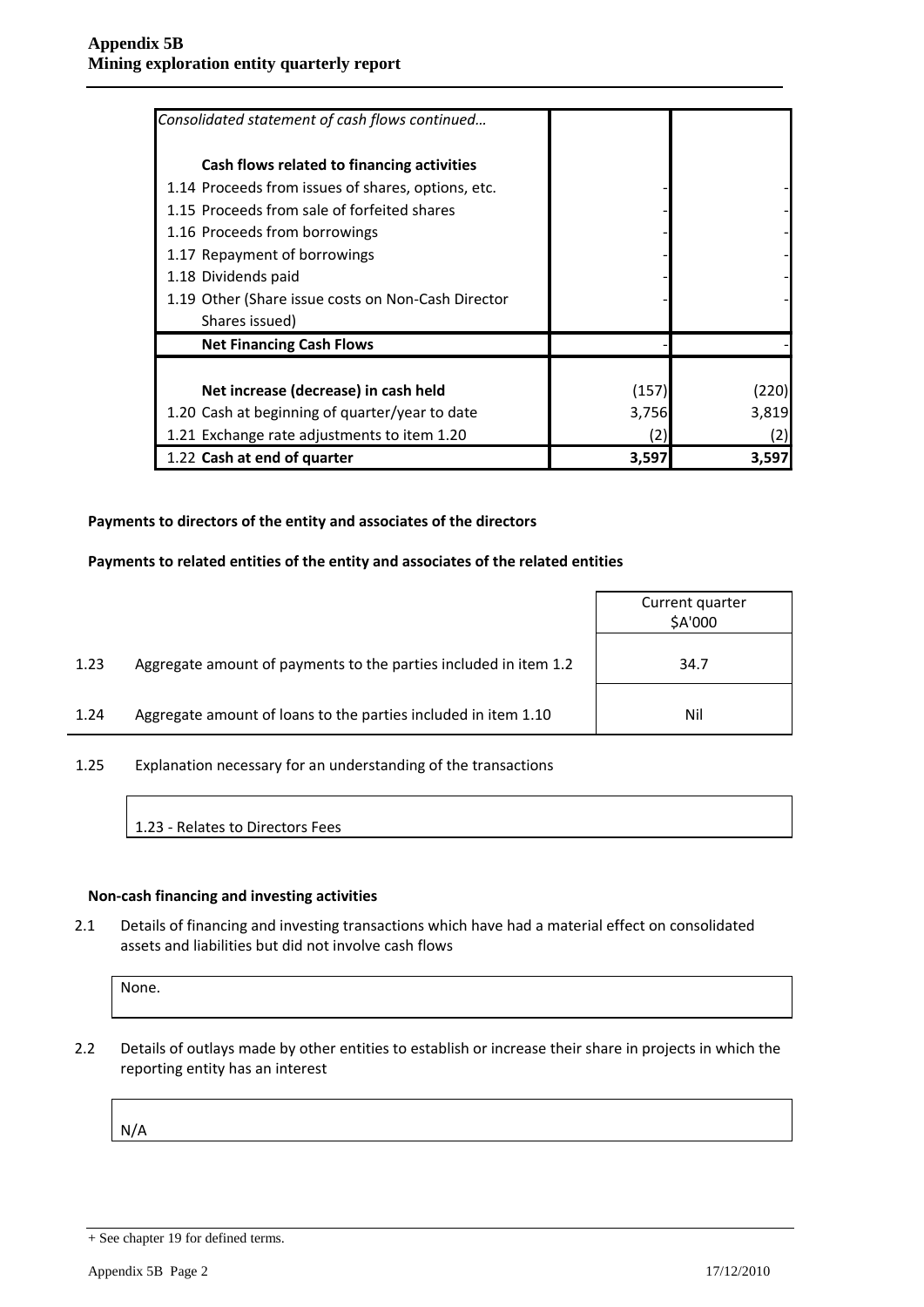| *Consolidated statement of cash flows continued…* | | |
|---|---|---|
| **Cash flows related to financing activities** | | |
| 1.14 Proceeds from issues of shares, options, etc. | - | - |
| 1.15 Proceeds from sale of forfeited shares | - | - |
| 1.16 Proceeds from borrowings | - | - |
| 1.17 Repayment of borrowings | - | - |
| 1.18 Dividends paid | - | - |
| 1.19 Other (Share issue costs on Non-Cash Director Shares issued) | - | - |
| **Net Financing Cash Flows** | - | - |
| **Net increase (decrease) in cash held** | (157) | (220) |
| 1.20 Cash at beginning of quarter/year to date | 3,756 | 3,819 |
| 1.21 Exchange rate adjustments to item 1.20 | (2) | (2) |
| 1.22 **Cash at end of quarter** | **3,597** | **3,597** |

**Payments to directors of the entity and associates of the directors**

**Payments to related entities of the entity and associates of the related entities**

| | | Current quarter $A'000 |
|---|---|---|
| 1.23 | Aggregate amount of payments to the parties included in item 1.2 | 34.7 |
| 1.24 | Aggregate amount of loans to the parties included in item 1.10 | Nil |

1.25 Explanation necessary for an understanding of the transactions

1.23 - Relates to Directors Fees

**Non-cash financing and investing activities**

2.1 Details of financing and investing transactions which have had a material effect on consolidated assets and liabilities but did not involve cash flows

None.

2.2 Details of outlays made by other entities to establish or increase their share in projects in which the reporting entity has an interest

N/A

+ See chapter 19 for defined terms.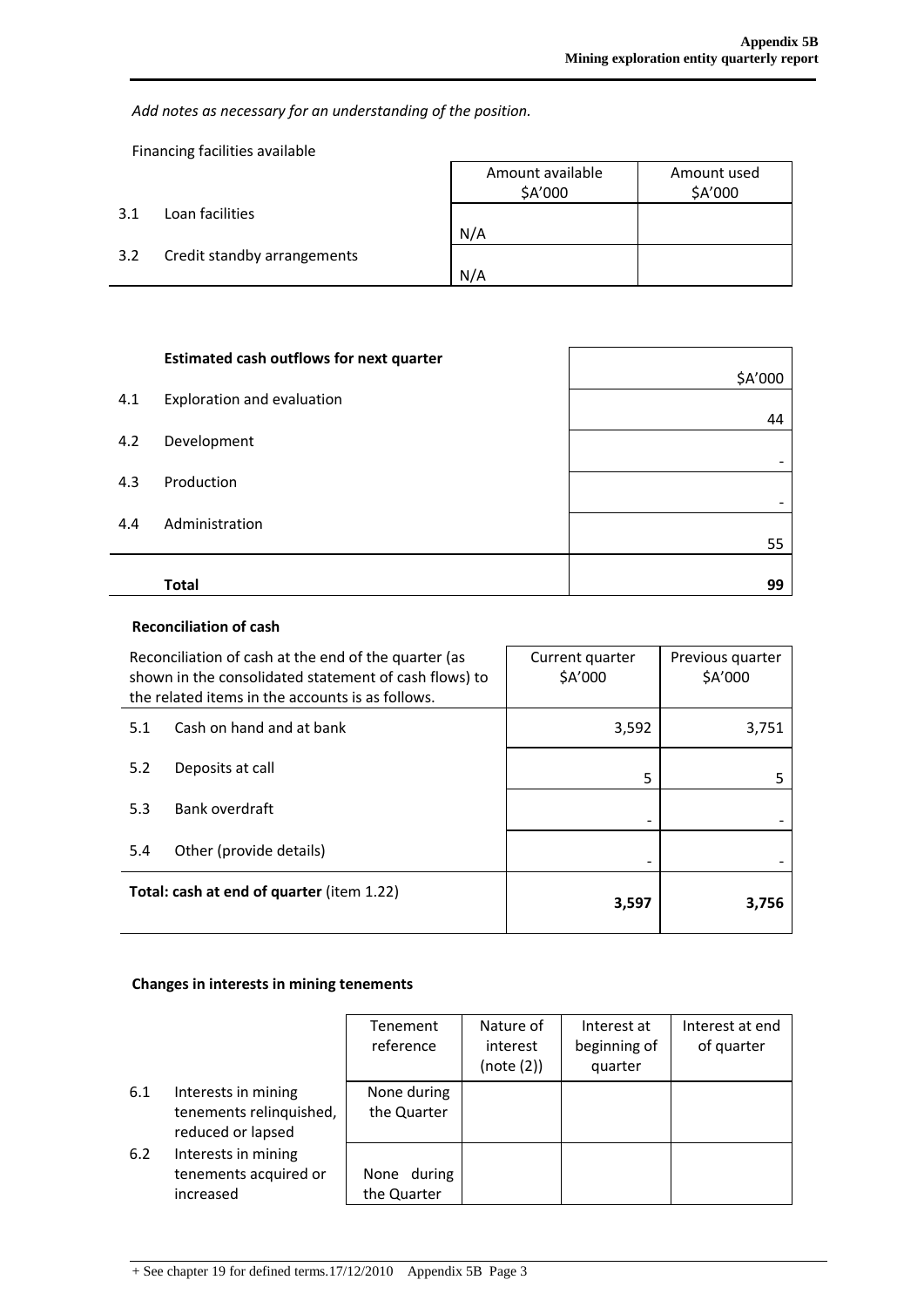*Add notes as necessary for an understanding of the position.*

Financing facilities available

| | | Amount available<br>$A'000 | Amount used<br>$A'000 |
|---|---|---|---|
| 3.1 | Loan facilities | N/A | |
| 3.2 | Credit standby arrangements | N/A | |

| | **Estimated cash outflows for next quarter** | $A'000 |
|---|---|---|
| 4.1 | Exploration and evaluation | 44 |
| 4.2 | Development | - |
| 4.3 | Production | - |
| 4.4 | Administration | 55 |
| | **Total** | **99** |

### Reconciliation of cash

| Reconciliation of cash at the end of the quarter (as shown in the consolidated statement of cash flows) to the related items in the accounts is as follows. | | Current quarter<br>$A'000 | Previous quarter<br>$A'000 |
|---|---|---|---|
| 5.1 | Cash on hand and at bank | 3,592 | 3,751 |
| 5.2 | Deposits at call | 5 | 5 |
| 5.3 | Bank overdraft | - | - |
| 5.4 | Other (provide details) | - | - |
| **Total: cash at end of quarter** (item 1.22) | | **3,597** | **3,756** |

### Changes in interests in mining tenements

| | | Tenement reference | Nature of interest (note (2)) | Interest at beginning of quarter | Interest at end of quarter |
|---|---|---|---|---|---|
| 6.1 | Interests in mining tenements relinquished, reduced or lapsed | None during the Quarter | | | |
| 6.2 | Interests in mining tenements acquired or increased | None during the Quarter | | | |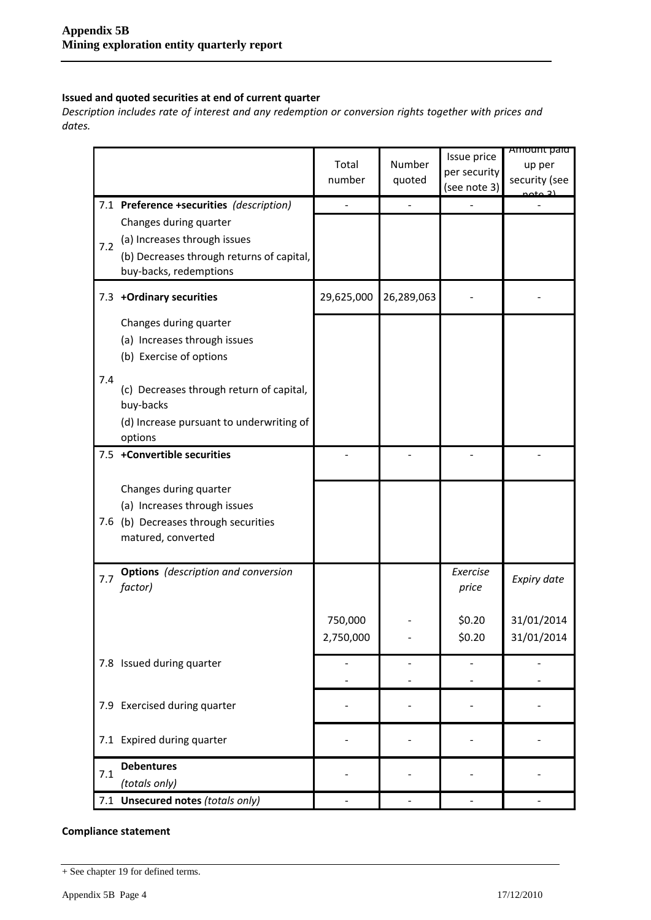## Issued and quoted securities at end of current quarter

*Description includes rate of interest and any redemption or conversion rights together with prices and dates.*

| | | Total number | Number quoted | Issue price per security (see note 3) | Amount paid up per security (see note 3) |
|---|---|---|---|---|---|
| 7.1 | **Preference +securities** *(description)* | - | - | - | - |
| 7.2 | Changes during quarter<br>(a) Increases through issues<br>(b) Decreases through returns of capital, buy-backs, redemptions | | | | |
| 7.3 | **+Ordinary securities** | 29,625,000 | 26,289,063 | - | - |
| 7.4 | Changes during quarter<br>(a) Increases through issues<br>(b) Exercise of options<br>(c) Decreases through return of capital, buy-backs<br>(d) Increase pursuant to underwriting of options | | | | |
| 7.5 | **+Convertible securities** | - | - | - | - |
| 7.6 | Changes during quarter<br>(a) Increases through issues<br>(b) Decreases through securities matured, converted | | | | |
| 7.7 | **Options** *(description and conversion factor)* | | | *Exercise price* | *Expiry date* |
| | | 750,000 | - | $0.20 | 31/01/2014 |
| | | 2,750,000 | - | $0.20 | 31/01/2014 |
| 7.8 | Issued during quarter | - | - | - | - |
| | | - | - | - | - |
| 7.9 | Exercised during quarter | - | - | - | - |
| 7.1 | Expired during quarter | - | - | - | - |
| 7.1 | **Debentures** *(totals only)* | - | - | - | - |
| 7.1 | **Unsecured notes** *(totals only)* | - | - | - | - |

**Compliance statement**

+ See chapter 19 for defined terms.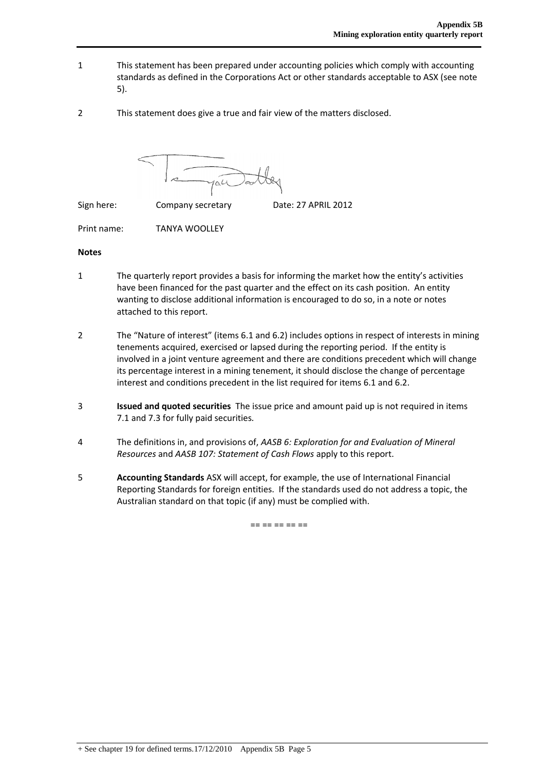1 This statement has been prepared under accounting policies which comply with accounting standards as defined in the Corporations Act or other standards acceptable to ASX (see note 5).

2 This statement does give a true and fair view of the matters disclosed.

Sign here: Company secretary Date: 27 APRIL 2012

Print name: TANYA WOOLLEY

**Notes**

1 The quarterly report provides a basis for informing the market how the entity's activities have been financed for the past quarter and the effect on its cash position. An entity wanting to disclose additional information is encouraged to do so, in a note or notes attached to this report.

2 The "Nature of interest" (items 6.1 and 6.2) includes options in respect of interests in mining tenements acquired, exercised or lapsed during the reporting period. If the entity is involved in a joint venture agreement and there are conditions precedent which will change its percentage interest in a mining tenement, it should disclose the change of percentage interest and conditions precedent in the list required for items 6.1 and 6.2.

3 **Issued and quoted securities** The issue price and amount paid up is not required in items 7.1 and 7.3 for fully paid securities.

4 The definitions in, and provisions of, *AASB 6: Exploration for and Evaluation of Mineral Resources* and *AASB 107: Statement of Cash Flows* apply to this report.

5 **Accounting Standards** ASX will accept, for example, the use of International Financial Reporting Standards for foreign entities. If the standards used do not address a topic, the Australian standard on that topic (if any) must be complied with.

== == == == ==